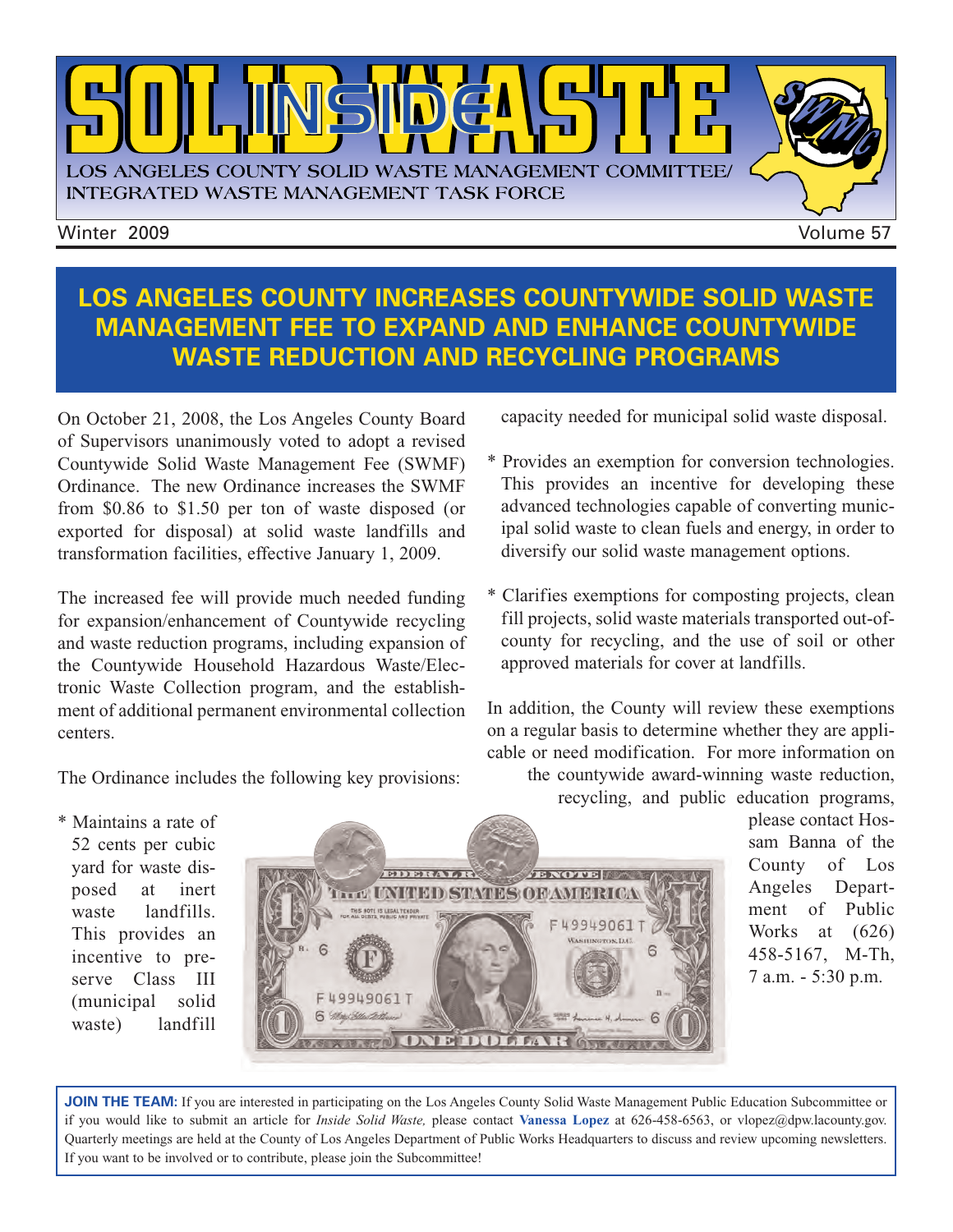# INSIDE SOLID WASTE

LOS ANGELES COUNTY SOLID WASTE MANAGEMENT COMMITTEE/ INTEGRATED WASTE MANAGEMENT TASK FORCE

Winter 2009 Volume 57

## LOS ANGELES COUNTY INCREASES COUNTYWIDE SOLID WASTE MANAGEMENT FEE TO EXPAND AND ENHANCE COUNTYWIDE WASTE REDUCTION AND RECYCLING PROGRAMS

On October 21, 2008, the Los Angeles County Board of Supervisors unanimously voted to adopt a revised Countywide Solid Waste Management Fee (SWMF) Ordinance. The new Ordinance increases the SWMF from $0.86 to $1.50 per ton of waste disposed (or exported for disposal) at solid waste landfills and transformation facilities, effective January 1, 2009.

The increased fee will provide much needed funding for expansion/enhancement of Countywide recycling and waste reduction programs, including expansion of the Countywide Household Hazardous Waste/Electronic Waste Collection program, and the establishment of additional permanent environmental collection centers.

The Ordinance includes the following key provisions:

* Maintains a rate of 52 cents per cubic yard for waste disposed at inert waste landfills. This provides an incentive to preserve Class III (municipal solid waste) landfill capacity needed for municipal solid waste disposal.

* Provides an exemption for conversion technologies. This provides an incentive for developing these advanced technologies capable of converting municipal solid waste to clean fuels and energy, in order to diversify our solid waste management options.

* Clarifies exemptions for composting projects, clean fill projects, solid waste materials transported out-of-county for recycling, and the use of soil or other approved materials for cover at landfills.

In addition, the County will review these exemptions on a regular basis to determine whether they are applicable or need modification. For more information on the countywide award-winning waste reduction, recycling, and public education programs, please contact Hossam Banna of the County of Los Angeles Department of Public Works at (626) 458-5167, M-Th, 7 a.m. - 5:30 p.m.

**JOIN THE TEAM:** If you are interested in participating on the Los Angeles County Solid Waste Management Public Education Subcommittee or if you would like to submit an article for *Inside Solid Waste,* please contact **Vanessa Lopez** at 626-458-6563, or vlopez@dpw.lacounty.gov. Quarterly meetings are held at the County of Los Angeles Department of Public Works Headquarters to discuss and review upcoming newsletters. If you want to be involved or to contribute, please join the Subcommittee!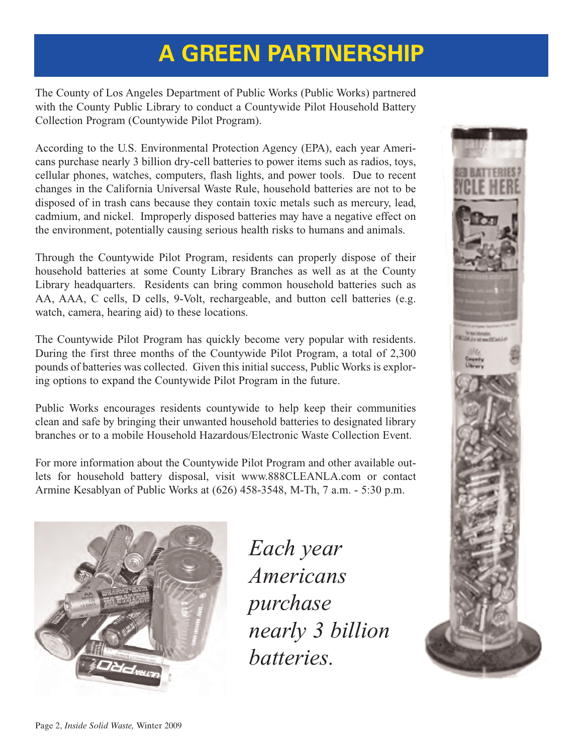# A GREEN PARTNERSHIP

The County of Los Angeles Department of Public Works (Public Works) partnered with the County Public Library to conduct a Countywide Pilot Household Battery Collection Program (Countywide Pilot Program).

According to the U.S. Environmental Protection Agency (EPA), each year Americans purchase nearly 3 billion dry-cell batteries to power items such as radios, toys, cellular phones, watches, computers, flash lights, and power tools. Due to recent changes in the California Universal Waste Rule, household batteries are not to be disposed of in trash cans because they contain toxic metals such as mercury, lead, cadmium, and nickel. Improperly disposed batteries may have a negative effect on the environment, potentially causing serious health risks to humans and animals.

Through the Countywide Pilot Program, residents can properly dispose of their household batteries at some County Library Branches as well as at the County Library headquarters. Residents can bring common household batteries such as AA, AAA, C cells, D cells, 9-Volt, rechargeable, and button cell batteries (e.g. watch, camera, hearing aid) to these locations.

The Countywide Pilot Program has quickly become very popular with residents. During the first three months of the Countywide Pilot Program, a total of 2,300 pounds of batteries was collected. Given this initial success, Public Works is exploring options to expand the Countywide Pilot Program in the future.

Public Works encourages residents countywide to help keep their communities clean and safe by bringing their unwanted household batteries to designated library branches or to a mobile Household Hazardous/Electronic Waste Collection Event.

For more information about the Countywide Pilot Program and other available outlets for household battery disposal, visit www.888CLEANLA.com or contact Armine Kesablyan of Public Works at (626) 458-3548, M-Th, 7 a.m. - 5:30 p.m.

*Each year Americans purchase nearly 3 billion batteries.*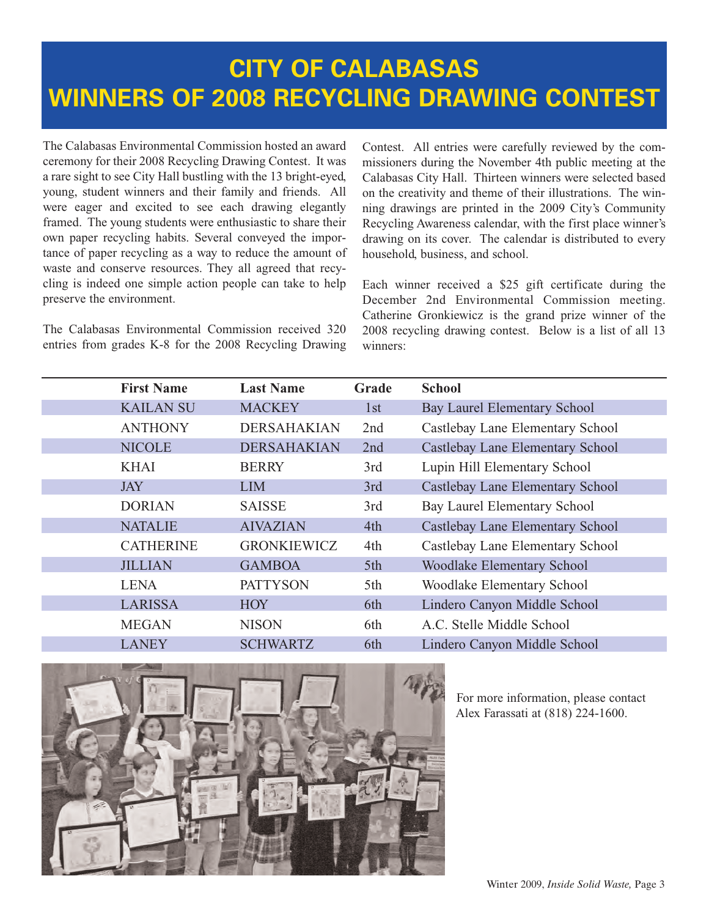# CITY OF CALABASAS WINNERS OF 2008 RECYCLING DRAWING CONTEST

The Calabasas Environmental Commission hosted an award ceremony for their 2008 Recycling Drawing Contest. It was a rare sight to see City Hall bustling with the 13 bright-eyed, young, student winners and their family and friends. All were eager and excited to see each drawing elegantly framed. The young students were enthusiastic to share their own paper recycling habits. Several conveyed the importance of paper recycling as a way to reduce the amount of waste and conserve resources. They all agreed that recycling is indeed one simple action people can take to help preserve the environment.

The Calabasas Environmental Commission received 320 entries from grades K-8 for the 2008 Recycling Drawing Contest. All entries were carefully reviewed by the commissioners during the November 4th public meeting at the Calabasas City Hall. Thirteen winners were selected based on the creativity and theme of their illustrations. The winning drawings are printed in the 2009 City's Community Recycling Awareness calendar, with the first place winner's drawing on its cover. The calendar is distributed to every household, business, and school.

Each winner received a $25 gift certificate during the December 2nd Environmental Commission meeting. Catherine Gronkiewicz is the grand prize winner of the 2008 recycling drawing contest. Below is a list of all 13 winners:

| First Name | Last Name | Grade | School |
|---|---|---|---|
| KAILAN SU | MACKEY | 1st | Bay Laurel Elementary School |
| ANTHONY | DERSAHAKIAN | 2nd | Castlebay Lane Elementary School |
| NICOLE | DERSAHAKIAN | 2nd | Castlebay Lane Elementary School |
| KHAI | BERRY | 3rd | Lupin Hill Elementary School |
| JAY | LIM | 3rd | Castlebay Lane Elementary School |
| DORIAN | SAISSE | 3rd | Bay Laurel Elementary School |
| NATALIE | AIVAZIAN | 4th | Castlebay Lane Elementary School |
| CATHERINE | GRONKIEWICZ | 4th | Castlebay Lane Elementary School |
| JILLIAN | GAMBOA | 5th | Woodlake Elementary School |
| LENA | PATTYSON | 5th | Woodlake Elementary School |
| LARISSA | HOY | 6th | Lindero Canyon Middle School |
| MEGAN | NISON | 6th | A.C. Stelle Middle School |
| LANEY | SCHWARTZ | 6th | Lindero Canyon Middle School |

For more information, please contact Alex Farassati at (818) 224-1600.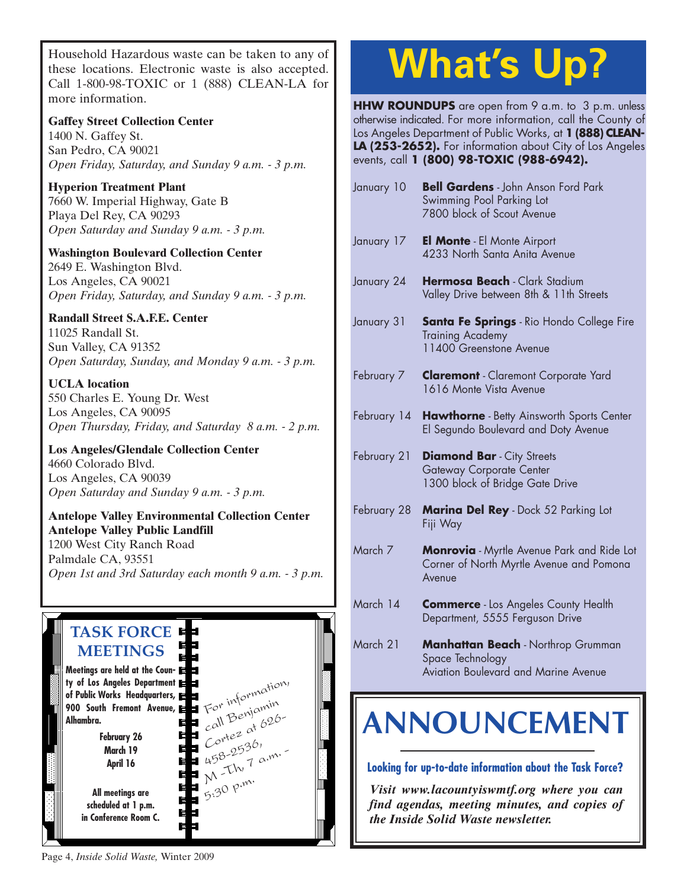Household Hazardous waste can be taken to any of these locations. Electronic waste is also accepted. Call 1-800-98-TOXIC or 1 (888) CLEAN-LA for more information.

**Gaffey Street Collection Center**
1400 N. Gaffey St.
San Pedro, CA 90021
*Open Friday, Saturday, and Sunday 9 a.m. - 3 p.m.*

**Hyperion Treatment Plant**
7660 W. Imperial Highway, Gate B
Playa Del Rey, CA 90293
*Open Saturday and Sunday 9 a.m. - 3 p.m.*

**Washington Boulevard Collection Center**
2649 E. Washington Blvd.
Los Angeles, CA 90021
*Open Friday, Saturday, and Sunday 9 a.m. - 3 p.m.*

**Randall Street S.A.F.E. Center**
11025 Randall St.
Sun Valley, CA 91352
*Open Saturday, Sunday, and Monday 9 a.m. - 3 p.m.*

**UCLA location**
550 Charles E. Young Dr. West
Los Angeles, CA 90095
*Open Thursday, Friday, and Saturday 8 a.m. - 2 p.m.*

**Los Angeles/Glendale Collection Center**
4660 Colorado Blvd.
Los Angeles, CA 90039
*Open Saturday and Sunday 9 a.m. - 3 p.m.*

**Antelope Valley Environmental Collection Center**
**Antelope Valley Public Landfill**
1200 West City Ranch Road
Palmdale CA, 93551
*Open 1st and 3rd Saturday each month 9 a.m. - 3 p.m.*

## TASK FORCE MEETINGS

**Meetings are held at the County of Los Angeles Department of Public Works Headquarters, 900 South Fremont Avenue, Alhambra.**

**February 26**
**March 19**
**April 16**

**All meetings are scheduled at 1 p.m. in Conference Room C.**

For information, call Benjamin Cortez at 626-458-2536, M - Th, 7 a.m. - 5:30 p.m.

# What's Up?

**HHW ROUNDUPS** are open from 9 a.m. to 3 p.m. unless otherwise indicated. For more information, call the County of Los Angeles Department of Public Works, at **1 (888) CLEAN-LA (253-2652).** For information about City of Los Angeles events, call **1 (800) 98-TOXIC (988-6942).**

| | |
|---|---|
| January 10 | **Bell Gardens** - John Anson Ford Park Swimming Pool Parking Lot 7800 block of Scout Avenue |
| January 17 | **El Monte** - El Monte Airport 4233 North Santa Anita Avenue |
| January 24 | **Hermosa Beach** - Clark Stadium Valley Drive between 8th & 11th Streets |
| January 31 | **Santa Fe Springs** - Rio Hondo College Fire Training Academy 11400 Greenstone Avenue |
| February 7 | **Claremont** - Claremont Corporate Yard 1616 Monte Vista Avenue |
| February 14 | **Hawthorne** - Betty Ainsworth Sports Center El Segundo Boulevard and Doty Avenue |
| February 21 | **Diamond Bar** - City Streets Gateway Corporate Center 1300 block of Bridge Gate Drive |
| February 28 | **Marina Del Rey** - Dock 52 Parking Lot Fiji Way |
| March 7 | **Monrovia** - Myrtle Avenue Park and Ride Lot Corner of North Myrtle Avenue and Pomona Avenue |
| March 14 | **Commerce** - Los Angeles County Health Department, 5555 Ferguson Drive |
| March 21 | **Manhattan Beach** - Northrop Grumman Space Technology Aviation Boulevard and Marine Avenue |

# ANNOUNCEMENT

**Looking for up-to-date information about the Task Force?**

***Visit www.lacountyiswmtf.org where you can find agendas, meeting minutes, and copies of the Inside Solid Waste newsletter.***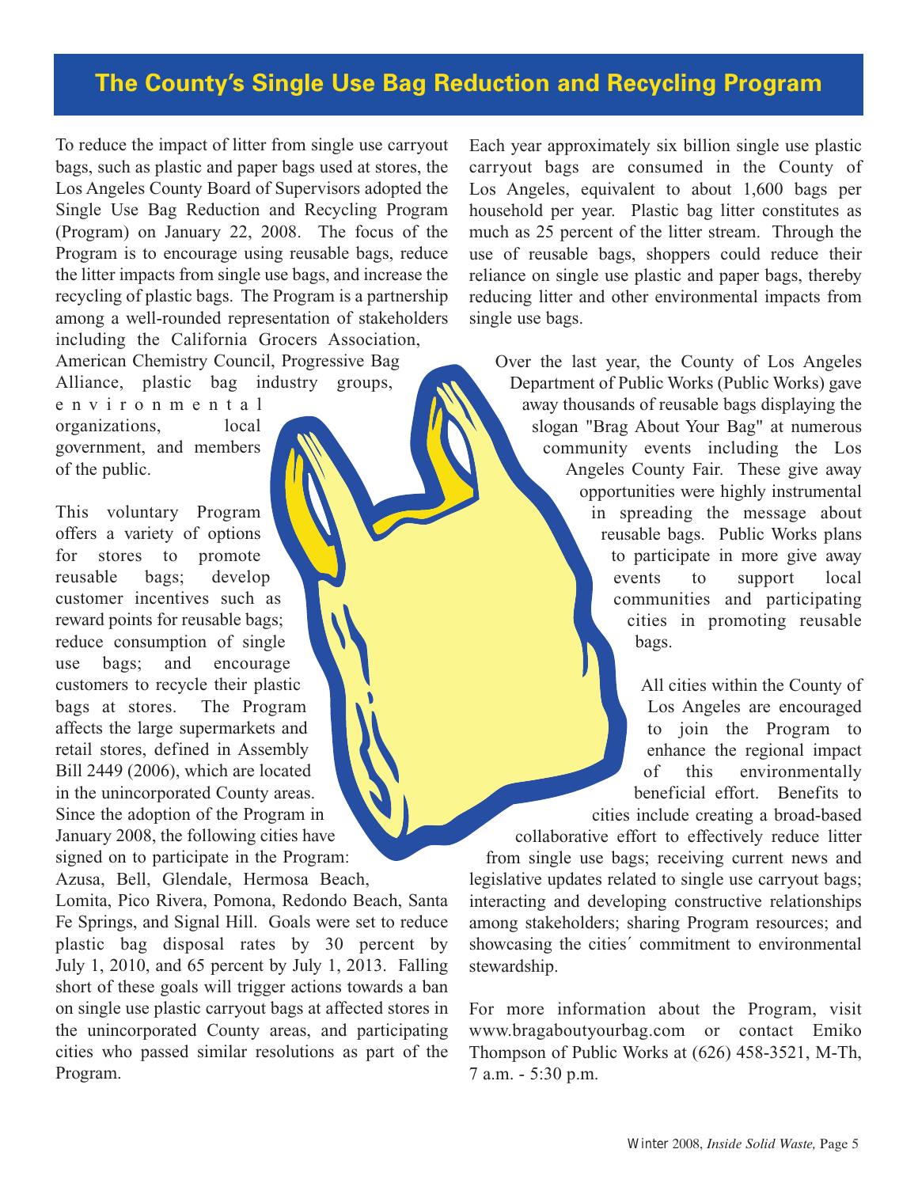# The County's Single Use Bag Reduction and Recycling Program

To reduce the impact of litter from single use carryout bags, such as plastic and paper bags used at stores, the Los Angeles County Board of Supervisors adopted the Single Use Bag Reduction and Recycling Program (Program) on January 22, 2008. The focus of the Program is to encourage using reusable bags, reduce the litter impacts from single use bags, and increase the recycling of plastic bags. The Program is a partnership among a well-rounded representation of stakeholders including the California Grocers Association, American Chemistry Council, Progressive Bag Alliance, plastic bag industry groups, environmental organizations, local government, and members of the public.

This voluntary Program offers a variety of options for stores to promote reusable bags; develop customer incentives such as reward points for reusable bags; reduce consumption of single use bags; and encourage customers to recycle their plastic bags at stores. The Program affects the large supermarkets and retail stores, defined in Assembly Bill 2449 (2006), which are located in the unincorporated County areas. Since the adoption of the Program in January 2008, the following cities have signed on to participate in the Program: Azusa, Bell, Glendale, Hermosa Beach, Lomita, Pico Rivera, Pomona, Redondo Beach, Santa Fe Springs, and Signal Hill. Goals were set to reduce plastic bag disposal rates by 30 percent by July 1, 2010, and 65 percent by July 1, 2013. Falling short of these goals will trigger actions towards a ban on single use plastic carryout bags at affected stores in the unincorporated County areas, and participating cities who passed similar resolutions as part of the Program.

Each year approximately six billion single use plastic carryout bags are consumed in the County of Los Angeles, equivalent to about 1,600 bags per household per year. Plastic bag litter constitutes as much as 25 percent of the litter stream. Through the use of reusable bags, shoppers could reduce their reliance on single use plastic and paper bags, thereby reducing litter and other environmental impacts from single use bags.

Over the last year, the County of Los Angeles Department of Public Works (Public Works) gave away thousands of reusable bags displaying the slogan "Brag About Your Bag" at numerous community events including the Los Angeles County Fair. These give away opportunities were highly instrumental in spreading the message about reusable bags. Public Works plans to participate in more give away events to support local communities and participating cities in promoting reusable bags.

All cities within the County of Los Angeles are encouraged to join the Program to enhance the regional impact of this environmentally beneficial effort. Benefits to cities include creating a broad-based collaborative effort to effectively reduce litter from single use bags; receiving current news and legislative updates related to single use carryout bags; interacting and developing constructive relationships among stakeholders; sharing Program resources; and showcasing the cities´ commitment to environmental stewardship.

For more information about the Program, visit www.bragaboutyourbag.com or contact Emiko Thompson of Public Works at (626) 458-3521, M-Th, 7 a.m. - 5:30 p.m.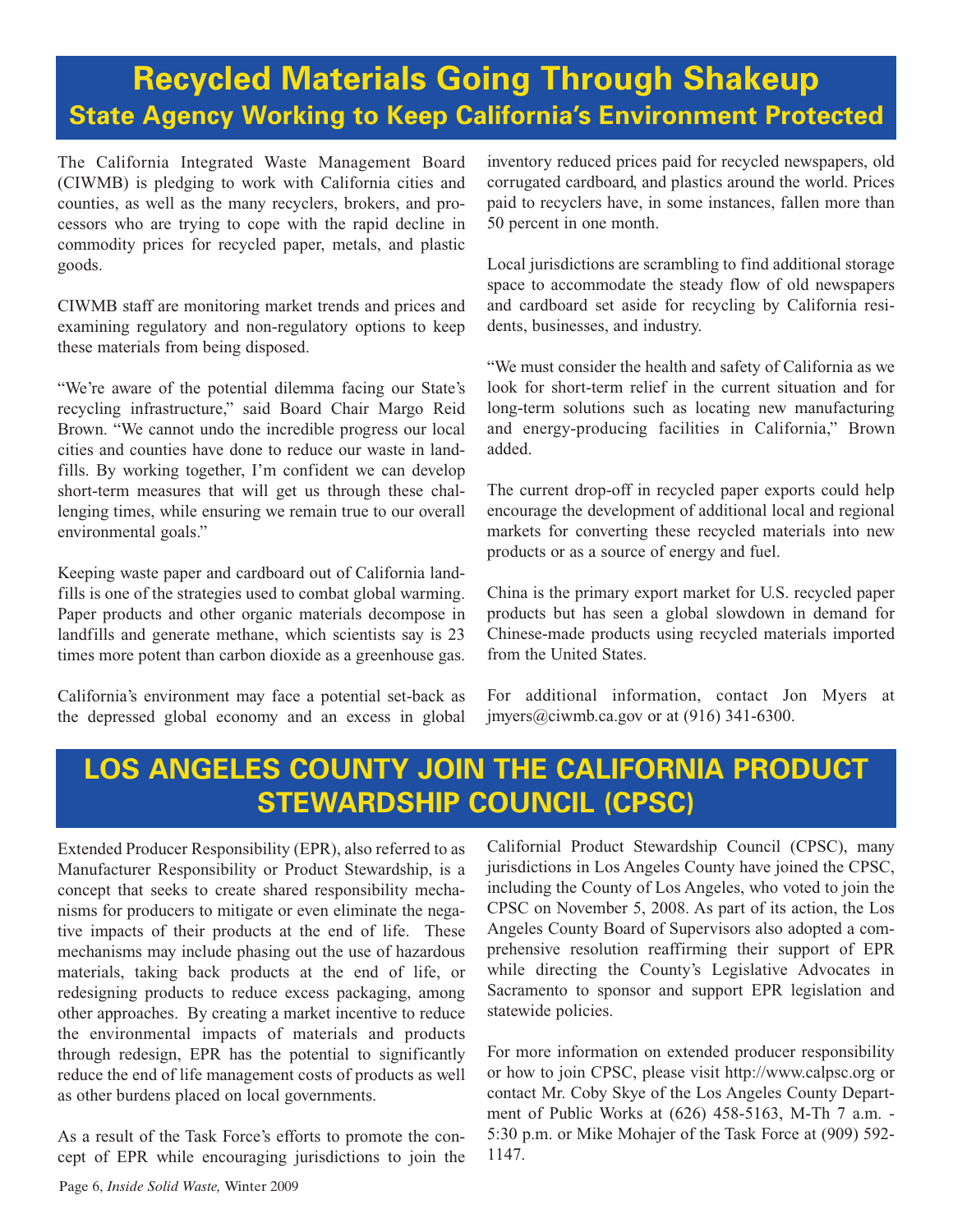# Recycled Materials Going Through Shakeup

## State Agency Working to Keep California's Environment Protected

The California Integrated Waste Management Board (CIWMB) is pledging to work with California cities and counties, as well as the many recyclers, brokers, and processors who are trying to cope with the rapid decline in commodity prices for recycled paper, metals, and plastic goods.

CIWMB staff are monitoring market trends and prices and examining regulatory and non-regulatory options to keep these materials from being disposed.

"We're aware of the potential dilemma facing our State's recycling infrastructure," said Board Chair Margo Reid Brown. "We cannot undo the incredible progress our local cities and counties have done to reduce our waste in landfills. By working together, I'm confident we can develop short-term measures that will get us through these challenging times, while ensuring we remain true to our overall environmental goals."

Keeping waste paper and cardboard out of California landfills is one of the strategies used to combat global warming. Paper products and other organic materials decompose in landfills and generate methane, which scientists say is 23 times more potent than carbon dioxide as a greenhouse gas.

California's environment may face a potential set-back as the depressed global economy and an excess in global inventory reduced prices paid for recycled newspapers, old corrugated cardboard, and plastics around the world. Prices paid to recyclers have, in some instances, fallen more than 50 percent in one month.

Local jurisdictions are scrambling to find additional storage space to accommodate the steady flow of old newspapers and cardboard set aside for recycling by California residents, businesses, and industry.

"We must consider the health and safety of California as we look for short-term relief in the current situation and for long-term solutions such as locating new manufacturing and energy-producing facilities in California," Brown added.

The current drop-off in recycled paper exports could help encourage the development of additional local and regional markets for converting these recycled materials into new products or as a source of energy and fuel.

China is the primary export market for U.S. recycled paper products but has seen a global slowdown in demand for Chinese-made products using recycled materials imported from the United States.

For additional information, contact Jon Myers at jmyers@ciwmb.ca.gov or at (916) 341-6300.

# LOS ANGELES COUNTY JOIN THE CALIFORNIA PRODUCT STEWARDSHIP COUNCIL (CPSC)

Extended Producer Responsibility (EPR), also referred to as Manufacturer Responsibility or Product Stewardship, is a concept that seeks to create shared responsibility mechanisms for producers to mitigate or even eliminate the negative impacts of their products at the end of life. These mechanisms may include phasing out the use of hazardous materials, taking back products at the end of life, or redesigning products to reduce excess packaging, among other approaches. By creating a market incentive to reduce the environmental impacts of materials and products through redesign, EPR has the potential to significantly reduce the end of life management costs of products as well as other burdens placed on local governments.

As a result of the Task Force's efforts to promote the concept of EPR while encouraging jurisdictions to join the Californial Product Stewardship Council (CPSC), many jurisdictions in Los Angeles County have joined the CPSC, including the County of Los Angeles, who voted to join the CPSC on November 5, 2008. As part of its action, the Los Angeles County Board of Supervisors also adopted a comprehensive resolution reaffirming their support of EPR while directing the County's Legislative Advocates in Sacramento to sponsor and support EPR legislation and statewide policies.

For more information on extended producer responsibility or how to join CPSC, please visit http://www.calpsc.org or contact Mr. Coby Skye of the Los Angeles County Department of Public Works at (626) 458-5163, M-Th 7 a.m. - 5:30 p.m. or Mike Mohajer of the Task Force at (909) 592-1147.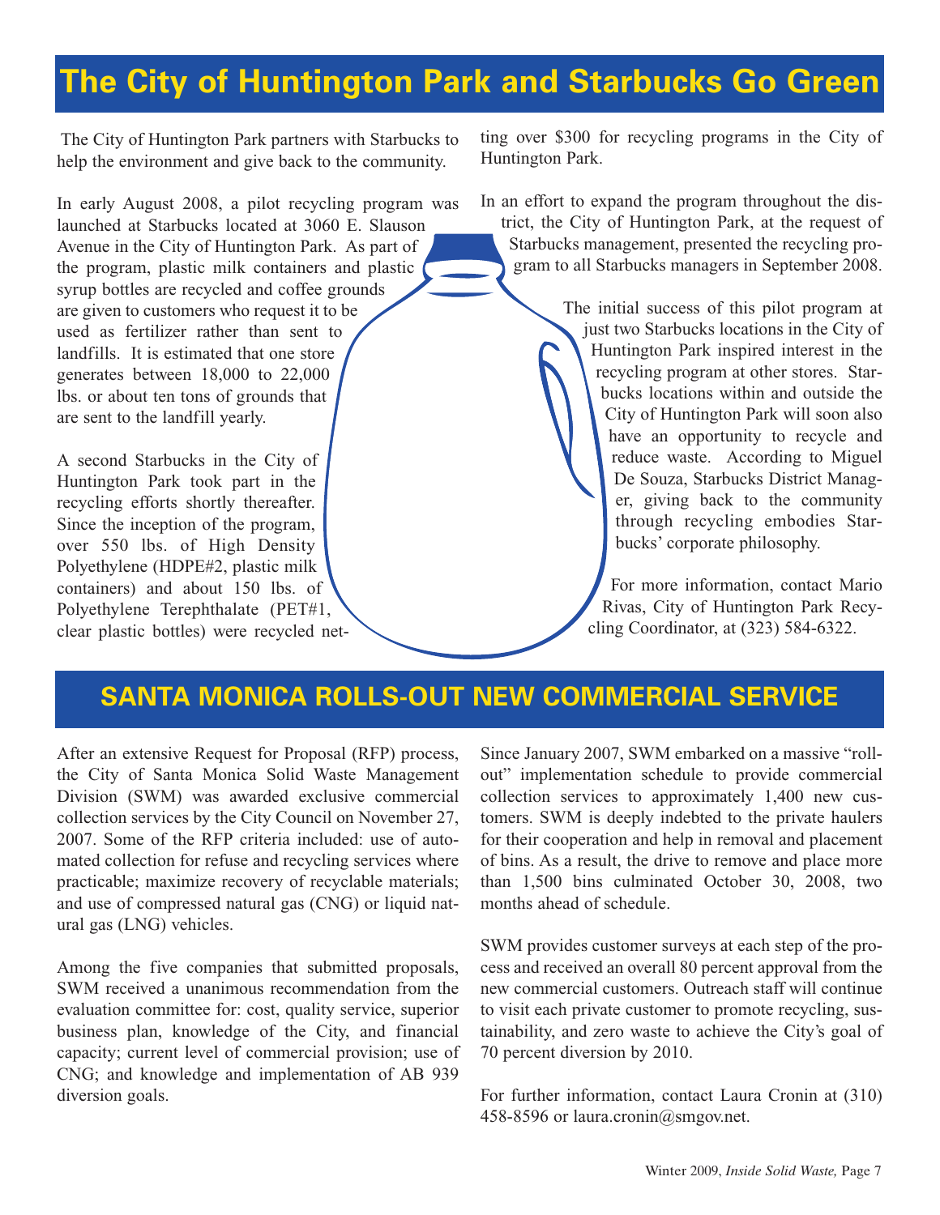# The City of Huntington Park and Starbucks Go Green

The City of Huntington Park partners with Starbucks to help the environment and give back to the community.

In early August 2008, a pilot recycling program was launched at Starbucks located at 3060 E. Slauson Avenue in the City of Huntington Park. As part of the program, plastic milk containers and plastic syrup bottles are recycled and coffee grounds are given to customers who request it to be used as fertilizer rather than sent to landfills. It is estimated that one store generates between 18,000 to 22,000 lbs. or about ten tons of grounds that are sent to the landfill yearly.

A second Starbucks in the City of Huntington Park took part in the recycling efforts shortly thereafter. Since the inception of the program, over 550 lbs. of High Density Polyethylene (HDPE#2, plastic milk containers) and about 150 lbs. of Polyethylene Terephthalate (PET#1, clear plastic bottles) were recycled netting over $300 for recycling programs in the City of Huntington Park.

In an effort to expand the program throughout the district, the City of Huntington Park, at the request of Starbucks management, presented the recycling program to all Starbucks managers in September 2008.

The initial success of this pilot program at just two Starbucks locations in the City of Huntington Park inspired interest in the recycling program at other stores. Starbucks locations within and outside the City of Huntington Park will soon also have an opportunity to recycle and reduce waste. According to Miguel De Souza, Starbucks District Manager, giving back to the community through recycling embodies Starbucks' corporate philosophy.

For more information, contact Mario Rivas, City of Huntington Park Recycling Coordinator, at (323) 584-6322.

# SANTA MONICA ROLLS-OUT NEW COMMERCIAL SERVICE

After an extensive Request for Proposal (RFP) process, the City of Santa Monica Solid Waste Management Division (SWM) was awarded exclusive commercial collection services by the City Council on November 27, 2007. Some of the RFP criteria included: use of automated collection for refuse and recycling services where practicable; maximize recovery of recyclable materials; and use of compressed natural gas (CNG) or liquid natural gas (LNG) vehicles.

Among the five companies that submitted proposals, SWM received a unanimous recommendation from the evaluation committee for: cost, quality service, superior business plan, knowledge of the City, and financial capacity; current level of commercial provision; use of CNG; and knowledge and implementation of AB 939 diversion goals.

Since January 2007, SWM embarked on a massive "rollout" implementation schedule to provide commercial collection services to approximately 1,400 new customers. SWM is deeply indebted to the private haulers for their cooperation and help in removal and placement of bins. As a result, the drive to remove and place more than 1,500 bins culminated October 30, 2008, two months ahead of schedule.

SWM provides customer surveys at each step of the process and received an overall 80 percent approval from the new commercial customers. Outreach staff will continue to visit each private customer to promote recycling, sustainability, and zero waste to achieve the City's goal of 70 percent diversion by 2010.

For further information, contact Laura Cronin at (310) 458-8596 or laura.cronin@smgov.net.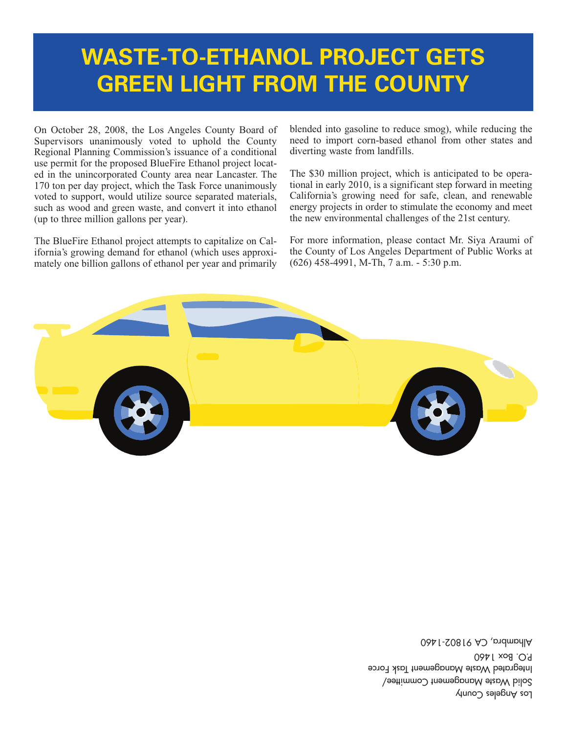# WASTE-TO-ETHANOL PROJECT GETS GREEN LIGHT FROM THE COUNTY

On October 28, 2008, the Los Angeles County Board of Supervisors unanimously voted to uphold the County Regional Planning Commission's issuance of a conditional use permit for the proposed BlueFire Ethanol project located in the unincorporated County area near Lancaster. The 170 ton per day project, which the Task Force unanimously voted to support, would utilize source separated materials, such as wood and green waste, and convert it into ethanol (up to three million gallons per year).

The BlueFire Ethanol project attempts to capitalize on California's growing demand for ethanol (which uses approximately one billion gallons of ethanol per year and primarily blended into gasoline to reduce smog), while reducing the need to import corn-based ethanol from other states and diverting waste from landfills.

The $30 million project, which is anticipated to be operational in early 2010, is a significant step forward in meeting California's growing need for safe, clean, and renewable energy projects in order to stimulate the economy and meet the new environmental challenges of the 21st century.

For more information, please contact Mr. Siya Araumi of the County of Los Angeles Department of Public Works at (626) 458-4991, M-Th, 7 a.m. - 5:30 p.m.

Los Angeles County
Solid Waste Management Committee/
Integrated Waste Management Task Force
P.O. Box 1460
Alhambra, CA 91802-1460